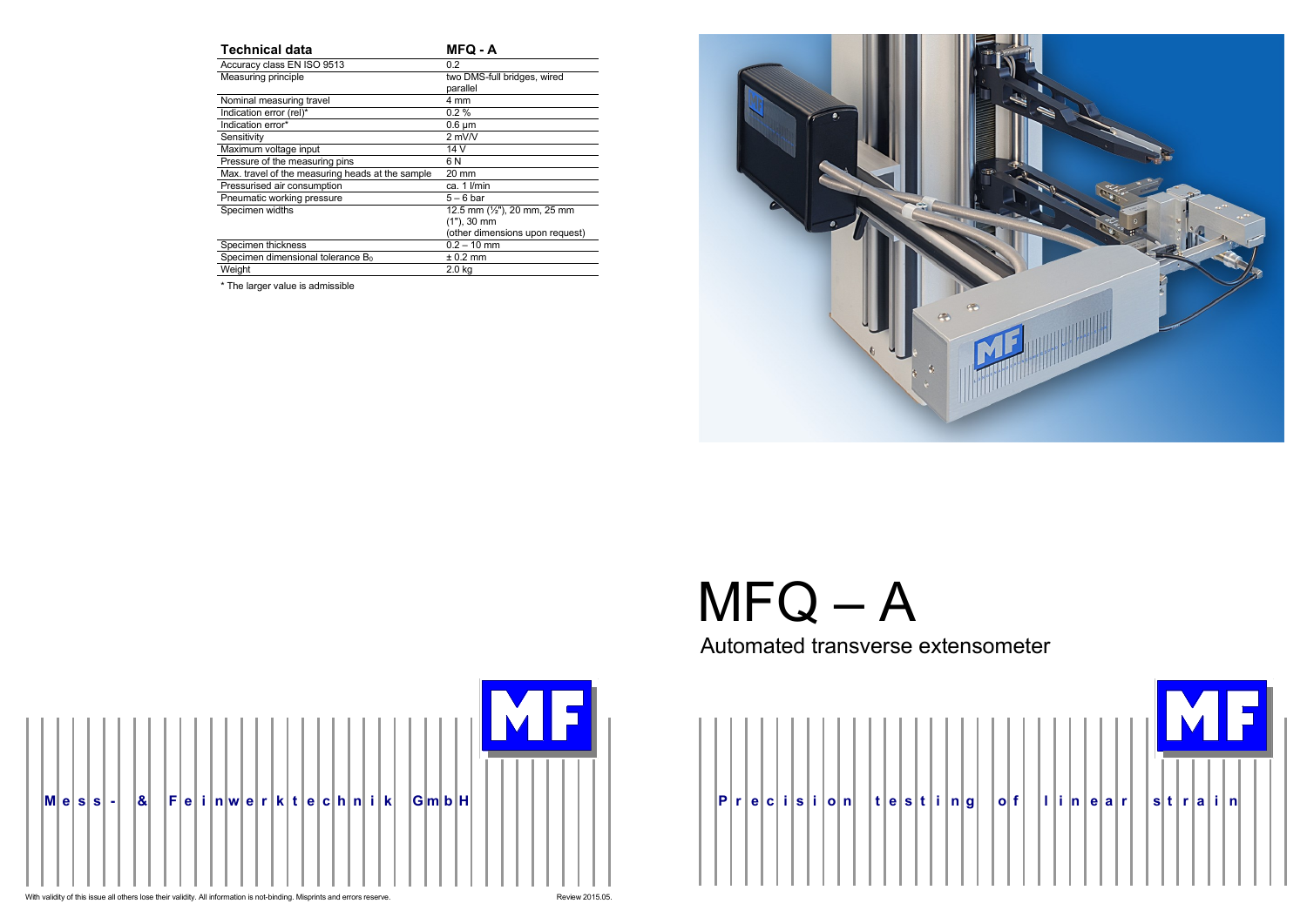| Technical data | MFQ - A |
|---|---|
| Accuracy class EN ISO 9513 | 0.2 |
| Measuring principle | two DMS-full bridges, wired parallel |
| Nominal measuring travel | 4 mm |
| Indication error (rel)* | 0.2 % |
| Indication error* | 0.6 µm |
| Sensitivity | 2 mV/V |
| Maximum voltage input | 14 V |
| Pressure of the measuring pins | 6 N |
| Max. travel of the measuring heads at the sample | 20 mm |
| Pressurised air consumption | ca. 1 l/min |
| Pneumatic working pressure | 5 – 6 bar |
| Specimen widths | 12.5 mm (½"), 20 mm, 25 mm (1"), 30 mm (other dimensions upon request) |
| Specimen thickness | 0.2 – 10 mm |
| Specimen dimensional tolerance $B_0$ | ± 0.2 mm |
| Weight | 2.0 kg |

* The larger value is admissible

MF

Mess- & Feinwerktechnik GmbH

With validity of this issue all others lose their validity. All information is not-binding. Misprints and errors reserve.

Review 2015.05.

# MFQ – A

## Automated transverse extensometer

MF

Precision testing of linear strain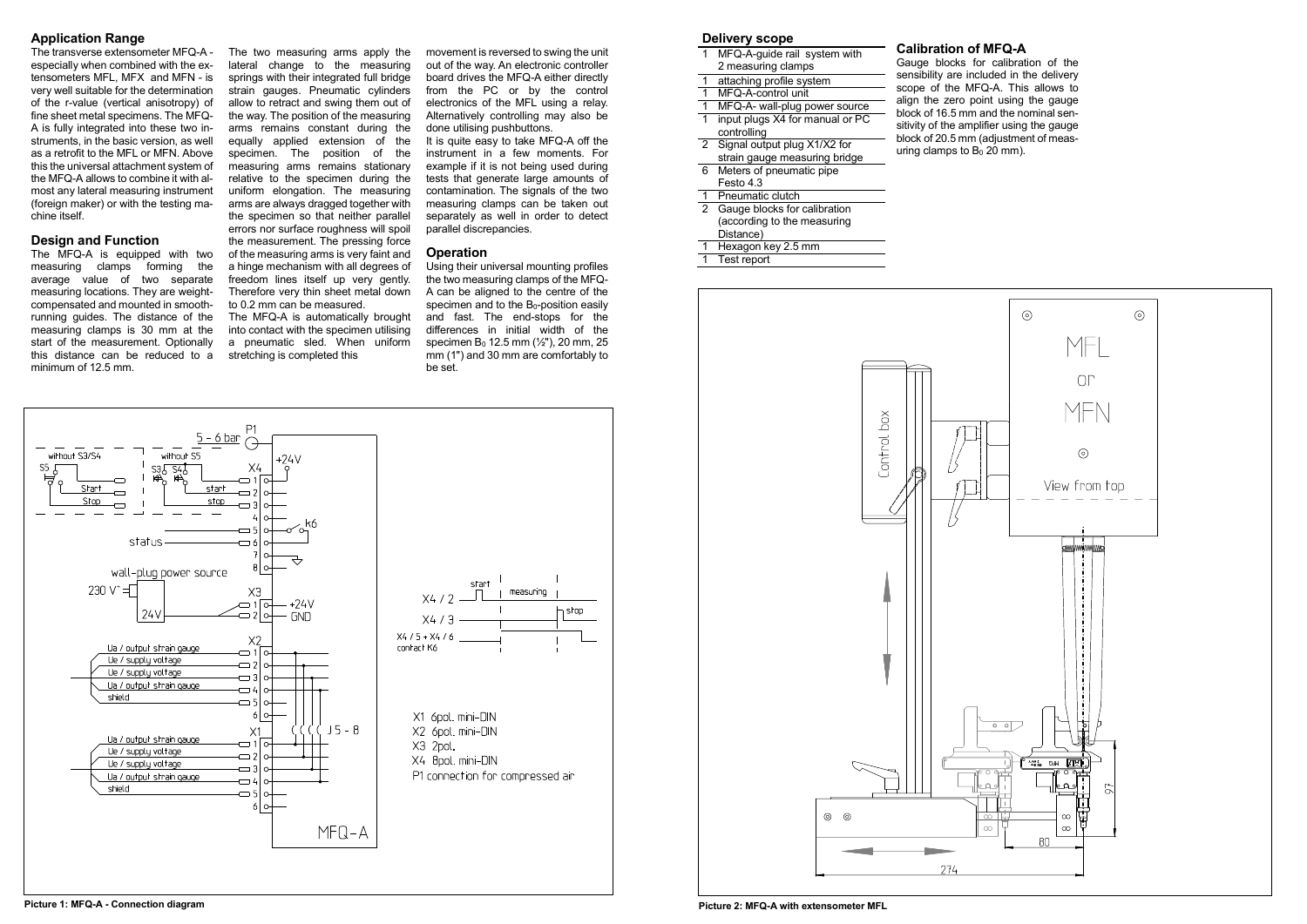## Application Range

The transverse extensometer MFQ-A - especially when combined with the extensometers MFL, MFX and MFN - is very well suitable for the determination of the r-value (vertical anisotropy) of fine sheet metal specimens. The MFQ-A is fully integrated into these two instruments, in the basic version, as well as a retrofit to the MFL or MFN. Above this the universal attachment system of the MFQ-A allows to combine it with almost any lateral measuring instrument (foreign maker) or with the testing machine itself.

## Design and Function

The MFQ-A is equipped with two measuring clamps forming the average value of two separate measuring locations. They are weight-compensated and mounted in smooth-running guides. The distance of the measuring clamps is 30 mm at the start of the measurement. Optionally this distance can be reduced to a minimum of 12.5 mm.

The two measuring arms apply the lateral change to the measuring springs with their integrated full bridge strain gauges. Pneumatic cylinders allow to retract and swing them out of the way. The position of the measuring arms remains constant during the equally applied extension of the specimen. The position of the measuring arms remains stationary relative to the specimen during the uniform elongation. The measuring arms are always dragged together with the specimen so that neither parallel errors nor surface roughness will spoil the measurement. The pressing force of the measuring arms is very faint and a hinge mechanism with all degrees of freedom lines itself up very gently. Therefore very thin sheet metal down to 0.2 mm can be measured.

The MFQ-A is automatically brought into contact with the specimen utilising a pneumatic sled. When uniform stretching is completed this movement is reversed to swing the unit out of the way. An electronic controller board drives the MFQ-A either directly from the PC or by the control electronics of the MFL using a relay. Alternatively controlling may also be done utilising pushbuttons.

It is quite easy to take MFQ-A off the instrument in a few moments. For example if it is not being used during tests that generate large amounts of contamination. The signals of the two measuring clamps can be taken out separately as well in order to detect parallel discrepancies.

## Operation

Using their universal mounting profiles the two measuring clamps of the MFQ-A can be aligned to the centre of the specimen and to the $B_0$-position easily and fast. The end-stops for the differences in initial width of the specimen $B_0$ 12.5 mm (½"), 20 mm, 25 mm (1") and 30 mm are comfortably to be set.

## Delivery scope

| | |
|---|---|
| 1 | MFQ-A-guide rail system with 2 measuring clamps |
| 1 | attaching profile system |
| 1 | MFQ-A-control unit |
| 1 | MFQ-A- wall-plug power source |
| 1 | input plugs X4 for manual or PC controlling |
| 2 | Signal output plug X1/X2 for strain gauge measuring bridge |
| 6 | Meters of pneumatic pipe Festo 4.3 |
| 1 | Pneumatic clutch |
| 2 | Gauge blocks for calibration (according to the measuring Distance) |
| 1 | Hexagon key 2.5 mm |
| 1 | Test report |

## Calibration of MFQ-A

Gauge blocks for calibration of the sensibility are included in the delivery scope of the MFQ-A. This allows to align the zero point using the gauge block of 16.5 mm and the nominal sensitivity of the amplifier using the gauge block of 20.5 mm (adjustment of measuring clamps to $B_0$ 20 mm).

P1
5 - 6 bar
without S3/S4
without S5
S5
S3 S4
Start
Stop
start
stop
+24V
X4
k6
status
wall-plug power source
230 V~
24V
X3
+24V
GND
X2
Ua / output strain gauge
Ue / supply voltage
Ue / supply voltage
Ua / output strain gauge
shield
J 5 - 8
X1
Ua / output strain gauge
Ue / supply voltage
Ue / supply voltage
Ua / output strain gauge
shield
MFQ-A
X4 / 2
X4 / 3
X4 / 5 + X4 / 6 contact K6
start
measuring
stop
X1 6pol. mini-DIN
X2 6pol. mini-DIN
X3 2pol.
X4 8pol. mini-DIN
P1 connection for compressed air

Picture 1: MFQ-A - Connection diagram

MFL
or
MFN
View from top
Control box
97
80
274

Picture 2: MFQ-A with extensometer MFL